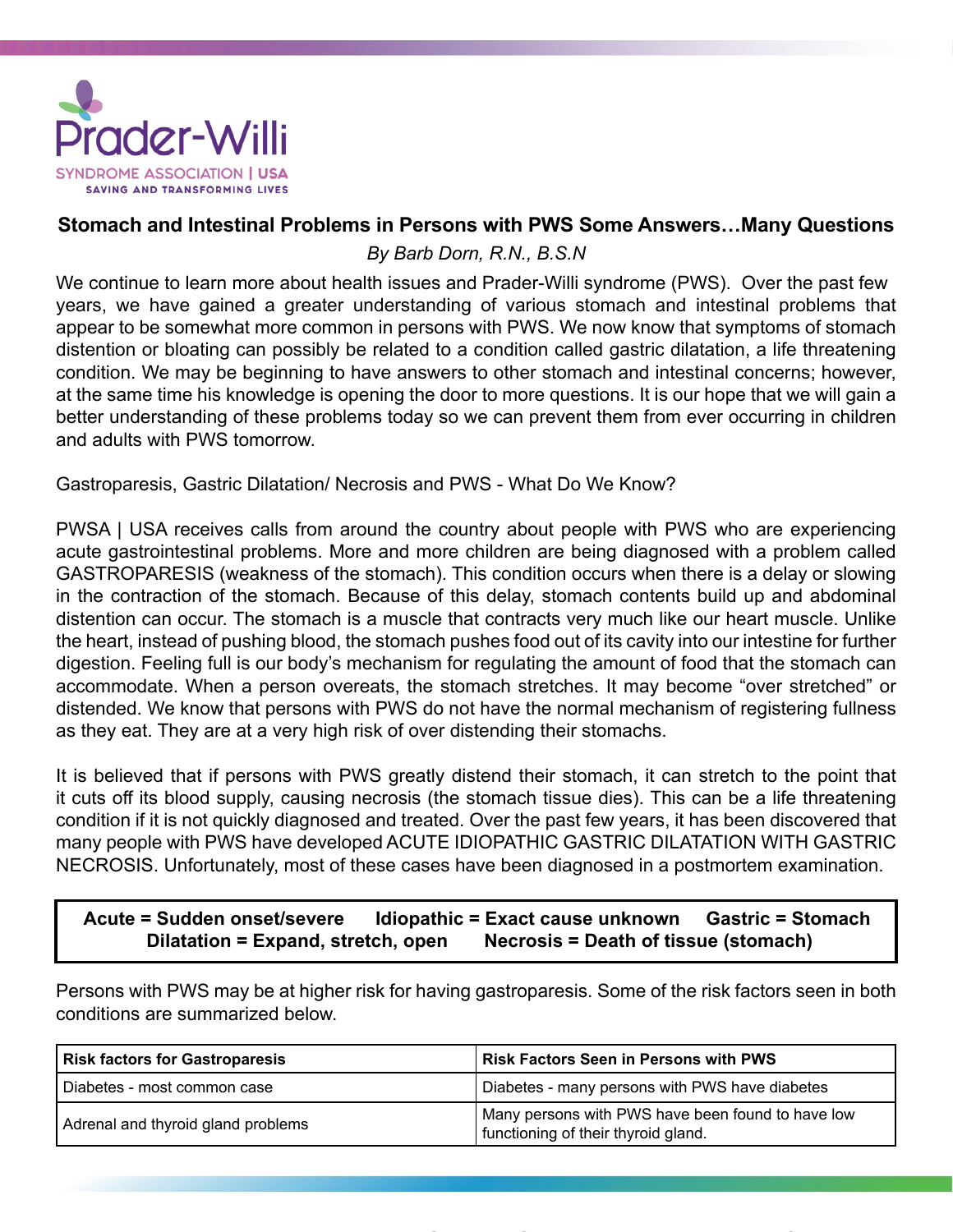Prader-Willi

SYNDROME ASSOCIATION | USA

SAVING AND TRANSFORMING LIVES

# Stomach and Intestinal Problems in Persons with PWS Some Answers…Many Questions

*By Barb Dorn, R.N., B.S.N*

We continue to learn more about health issues and Prader-Willi syndrome (PWS). Over the past few years, we have gained a greater understanding of various stomach and intestinal problems that appear to be somewhat more common in persons with PWS. We now know that symptoms of stomach distention or bloating can possibly be related to a condition called gastric dilatation, a life threatening condition. We may be beginning to have answers to other stomach and intestinal concerns; however, at the same time his knowledge is opening the door to more questions. It is our hope that we will gain a better understanding of these problems today so we can prevent them from ever occurring in children and adults with PWS tomorrow.

Gastroparesis, Gastric Dilatation/ Necrosis and PWS - What Do We Know?

PWSA | USA receives calls from around the country about people with PWS who are experiencing acute gastrointestinal problems. More and more children are being diagnosed with a problem called GASTROPARESIS (weakness of the stomach). This condition occurs when there is a delay or slowing in the contraction of the stomach. Because of this delay, stomach contents build up and abdominal distention can occur. The stomach is a muscle that contracts very much like our heart muscle. Unlike the heart, instead of pushing blood, the stomach pushes food out of its cavity into our intestine for further digestion. Feeling full is our body's mechanism for regulating the amount of food that the stomach can accommodate. When a person overeats, the stomach stretches. It may become "over stretched" or distended. We know that persons with PWS do not have the normal mechanism of registering fullness as they eat. They are at a very high risk of over distending their stomachs.

It is believed that if persons with PWS greatly distend their stomach, it can stretch to the point that it cuts off its blood supply, causing necrosis (the stomach tissue dies). This can be a life threatening condition if it is not quickly diagnosed and treated. Over the past few years, it has been discovered that many people with PWS have developed ACUTE IDIOPATHIC GASTRIC DILATATION WITH GASTRIC NECROSIS. Unfortunately, most of these cases have been diagnosed in a postmortem examination.

> **Acute = Sudden onset/severe    Idiopathic = Exact cause unknown    Gastric = Stomach**
> **Dilatation = Expand, stretch, open    Necrosis = Death of tissue (stomach)**

Persons with PWS may be at higher risk for having gastroparesis. Some of the risk factors seen in both conditions are summarized below.

| Risk factors for Gastroparesis | Risk Factors Seen in Persons with PWS |
|---|---|
| Diabetes - most common case | Diabetes - many persons with PWS have diabetes |
| Adrenal and thyroid gland problems | Many persons with PWS have been found to have low functioning of their thyroid gland. |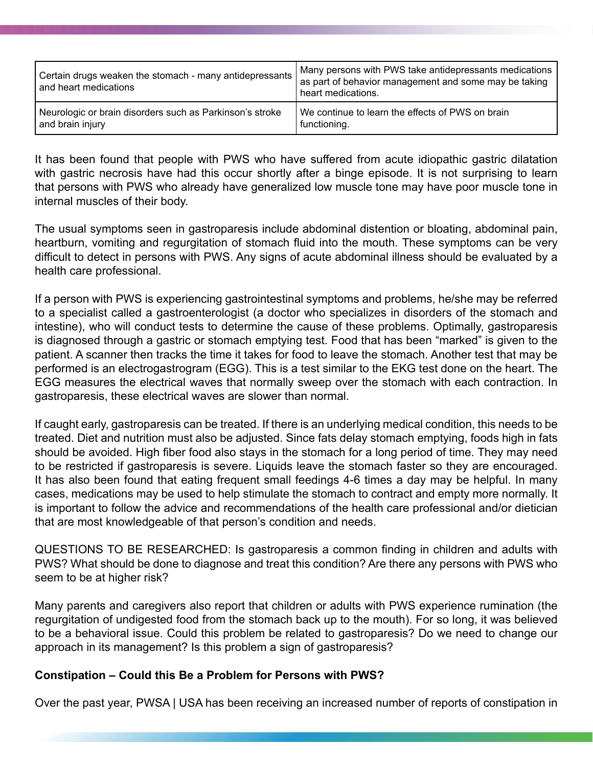| Certain drugs weaken the stomach - many antidepressants and heart medications | Many persons with PWS take antidepressants medications as part of behavior management and some may be taking heart medications. |
| --- | --- |
| Neurologic or brain disorders such as Parkinson's stroke and brain injury | We continue to learn the effects of PWS on brain functioning. |

It has been found that people with PWS who have suffered from acute idiopathic gastric dilatation with gastric necrosis have had this occur shortly after a binge episode. It is not surprising to learn that persons with PWS who already have generalized low muscle tone may have poor muscle tone in internal muscles of their body.

The usual symptoms seen in gastroparesis include abdominal distention or bloating, abdominal pain, heartburn, vomiting and regurgitation of stomach fluid into the mouth. These symptoms can be very difficult to detect in persons with PWS. Any signs of acute abdominal illness should be evaluated by a health care professional.

If a person with PWS is experiencing gastrointestinal symptoms and problems, he/she may be referred to a specialist called a gastroenterologist (a doctor who specializes in disorders of the stomach and intestine), who will conduct tests to determine the cause of these problems. Optimally, gastroparesis is diagnosed through a gastric or stomach emptying test. Food that has been "marked" is given to the patient. A scanner then tracks the time it takes for food to leave the stomach. Another test that may be performed is an electrogastrogram (EGG). This is a test similar to the EKG test done on the heart. The EGG measures the electrical waves that normally sweep over the stomach with each contraction. In gastroparesis, these electrical waves are slower than normal.

If caught early, gastroparesis can be treated. If there is an underlying medical condition, this needs to be treated. Diet and nutrition must also be adjusted. Since fats delay stomach emptying, foods high in fats should be avoided. High fiber food also stays in the stomach for a long period of time. They may need to be restricted if gastroparesis is severe. Liquids leave the stomach faster so they are encouraged. It has also been found that eating frequent small feedings 4-6 times a day may be helpful. In many cases, medications may be used to help stimulate the stomach to contract and empty more normally. It is important to follow the advice and recommendations of the health care professional and/or dietician that are most knowledgeable of that person's condition and needs.

QUESTIONS TO BE RESEARCHED: Is gastroparesis a common finding in children and adults with PWS? What should be done to diagnose and treat this condition? Are there any persons with PWS who seem to be at higher risk?

Many parents and caregivers also report that children or adults with PWS experience rumination (the regurgitation of undigested food from the stomach back up to the mouth). For so long, it was believed to be a behavioral issue. Could this problem be related to gastroparesis? Do we need to change our approach in its management? Is this problem a sign of gastroparesis?

**Constipation – Could this Be a Problem for Persons with PWS?**

Over the past year, PWSA | USA has been receiving an increased number of reports of constipation in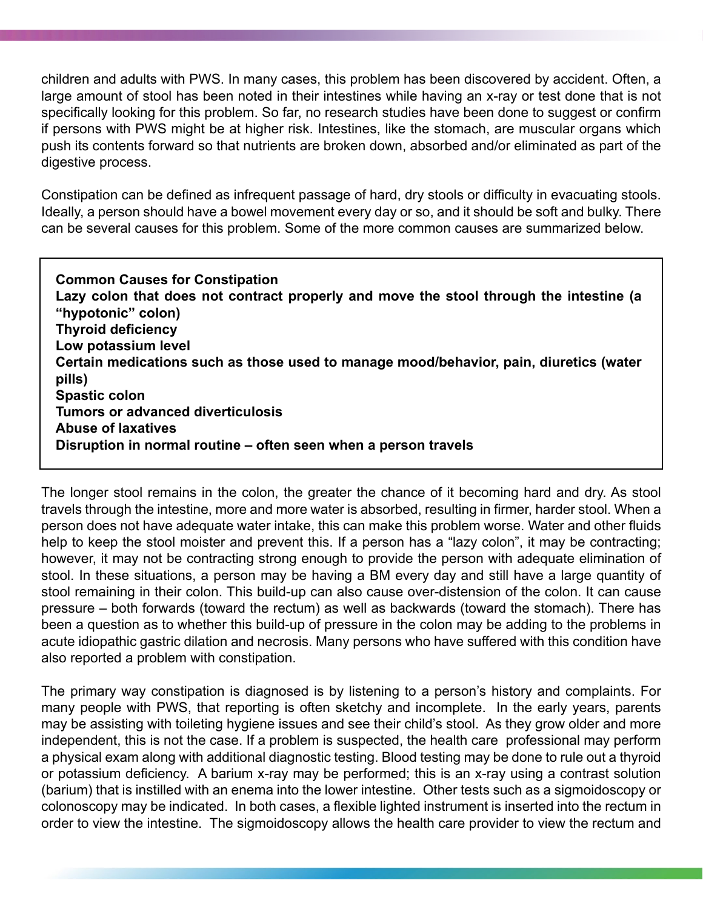children and adults with PWS. In many cases, this problem has been discovered by accident. Often, a large amount of stool has been noted in their intestines while having an x-ray or test done that is not specifically looking for this problem. So far, no research studies have been done to suggest or confirm if persons with PWS might be at higher risk. Intestines, like the stomach, are muscular organs which push its contents forward so that nutrients are broken down, absorbed and/or eliminated as part of the digestive process.

Constipation can be defined as infrequent passage of hard, dry stools or difficulty in evacuating stools. Ideally, a person should have a bowel movement every day or so, and it should be soft and bulky. There can be several causes for this problem. Some of the more common causes are summarized below.

**Common Causes for Constipation**
**Lazy colon that does not contract properly and move the stool through the intestine (a "hypotonic" colon)**
**Thyroid deficiency**
**Low potassium level**
**Certain medications such as those used to manage mood/behavior, pain, diuretics (water pills)**
**Spastic colon**
**Tumors or advanced diverticulosis**
**Abuse of laxatives**
**Disruption in normal routine – often seen when a person travels**

The longer stool remains in the colon, the greater the chance of it becoming hard and dry. As stool travels through the intestine, more and more water is absorbed, resulting in firmer, harder stool. When a person does not have adequate water intake, this can make this problem worse. Water and other fluids help to keep the stool moister and prevent this. If a person has a "lazy colon", it may be contracting; however, it may not be contracting strong enough to provide the person with adequate elimination of stool. In these situations, a person may be having a BM every day and still have a large quantity of stool remaining in their colon. This build-up can also cause over-distension of the colon. It can cause pressure – both forwards (toward the rectum) as well as backwards (toward the stomach). There has been a question as to whether this build-up of pressure in the colon may be adding to the problems in acute idiopathic gastric dilation and necrosis. Many persons who have suffered with this condition have also reported a problem with constipation.

The primary way constipation is diagnosed is by listening to a person's history and complaints. For many people with PWS, that reporting is often sketchy and incomplete. In the early years, parents may be assisting with toileting hygiene issues and see their child's stool. As they grow older and more independent, this is not the case. If a problem is suspected, the health care professional may perform a physical exam along with additional diagnostic testing. Blood testing may be done to rule out a thyroid or potassium deficiency. A barium x-ray may be performed; this is an x-ray using a contrast solution (barium) that is instilled with an enema into the lower intestine. Other tests such as a sigmoidoscopy or colonoscopy may be indicated. In both cases, a flexible lighted instrument is inserted into the rectum in order to view the intestine. The sigmoidoscopy allows the health care provider to view the rectum and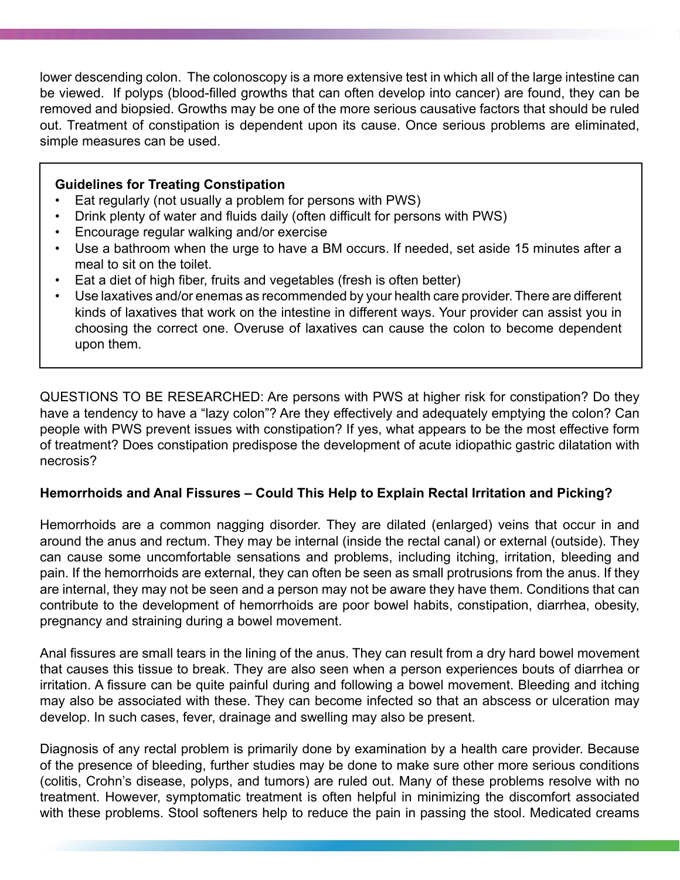lower descending colon. The colonoscopy is a more extensive test in which all of the large intestine can be viewed. If polyps (blood-filled growths that can often develop into cancer) are found, they can be removed and biopsied. Growths may be one of the more serious causative factors that should be ruled out. Treatment of constipation is dependent upon its cause. Once serious problems are eliminated, simple measures can be used.

**Guidelines for Treating Constipation**

- Eat regularly (not usually a problem for persons with PWS)
- Drink plenty of water and fluids daily (often difficult for persons with PWS)
- Encourage regular walking and/or exercise
- Use a bathroom when the urge to have a BM occurs. If needed, set aside 15 minutes after a meal to sit on the toilet.
- Eat a diet of high fiber, fruits and vegetables (fresh is often better)
- Use laxatives and/or enemas as recommended by your health care provider. There are different kinds of laxatives that work on the intestine in different ways. Your provider can assist you in choosing the correct one. Overuse of laxatives can cause the colon to become dependent upon them.

QUESTIONS TO BE RESEARCHED: Are persons with PWS at higher risk for constipation? Do they have a tendency to have a "lazy colon"? Are they effectively and adequately emptying the colon? Can people with PWS prevent issues with constipation? If yes, what appears to be the most effective form of treatment? Does constipation predispose the development of acute idiopathic gastric dilatation with necrosis?

**Hemorrhoids and Anal Fissures – Could This Help to Explain Rectal Irritation and Picking?**

Hemorrhoids are a common nagging disorder. They are dilated (enlarged) veins that occur in and around the anus and rectum. They may be internal (inside the rectal canal) or external (outside). They can cause some uncomfortable sensations and problems, including itching, irritation, bleeding and pain. If the hemorrhoids are external, they can often be seen as small protrusions from the anus. If they are internal, they may not be seen and a person may not be aware they have them. Conditions that can contribute to the development of hemorrhoids are poor bowel habits, constipation, diarrhea, obesity, pregnancy and straining during a bowel movement.

Anal fissures are small tears in the lining of the anus. They can result from a dry hard bowel movement that causes this tissue to break. They are also seen when a person experiences bouts of diarrhea or irritation. A fissure can be quite painful during and following a bowel movement. Bleeding and itching may also be associated with these. They can become infected so that an abscess or ulceration may develop. In such cases, fever, drainage and swelling may also be present.

Diagnosis of any rectal problem is primarily done by examination by a health care provider. Because of the presence of bleeding, further studies may be done to make sure other more serious conditions (colitis, Crohn's disease, polyps, and tumors) are ruled out. Many of these problems resolve with no treatment. However, symptomatic treatment is often helpful in minimizing the discomfort associated with these problems. Stool softeners help to reduce the pain in passing the stool. Medicated creams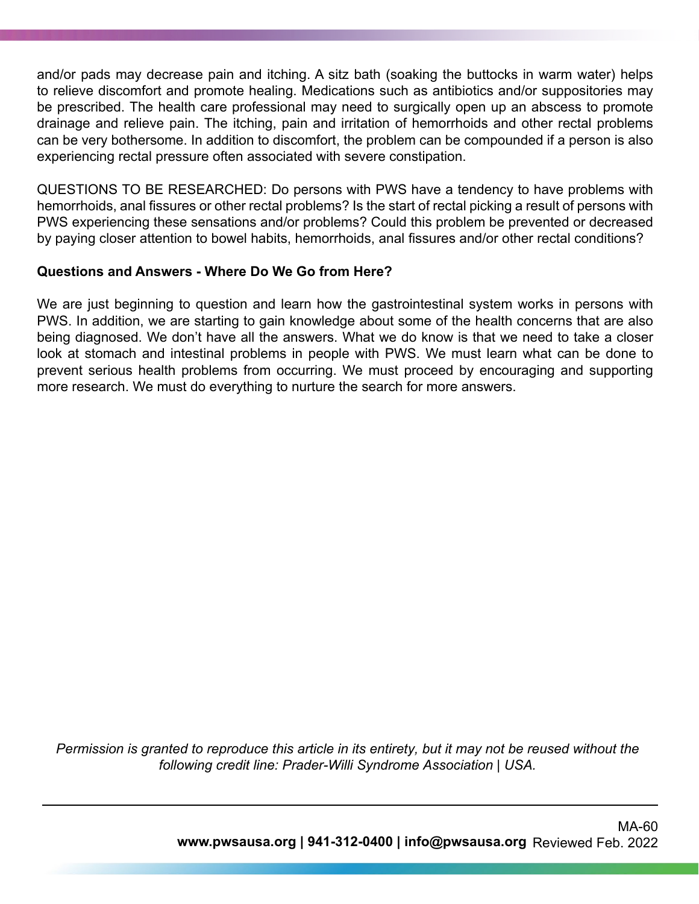and/or pads may decrease pain and itching. A sitz bath (soaking the buttocks in warm water) helps to relieve discomfort and promote healing. Medications such as antibiotics and/or suppositories may be prescribed. The health care professional may need to surgically open up an abscess to promote drainage and relieve pain. The itching, pain and irritation of hemorrhoids and other rectal problems can be very bothersome. In addition to discomfort, the problem can be compounded if a person is also experiencing rectal pressure often associated with severe constipation.

QUESTIONS TO BE RESEARCHED: Do persons with PWS have a tendency to have problems with hemorrhoids, anal fissures or other rectal problems? Is the start of rectal picking a result of persons with PWS experiencing these sensations and/or problems? Could this problem be prevented or decreased by paying closer attention to bowel habits, hemorrhoids, anal fissures and/or other rectal conditions?

**Questions and Answers - Where Do We Go from Here?**

We are just beginning to question and learn how the gastrointestinal system works in persons with PWS. In addition, we are starting to gain knowledge about some of the health concerns that are also being diagnosed. We don't have all the answers. What we do know is that we need to take a closer look at stomach and intestinal problems in people with PWS. We must learn what can be done to prevent serious health problems from occurring. We must proceed by encouraging and supporting more research. We must do everything to nurture the search for more answers.

*Permission is granted to reproduce this article in its entirety, but it may not be reused without the following credit line: Prader-Willi Syndrome Association | USA.*

MA-60

**www.pwsausa.org | 941-312-0400 | info@pwsausa.org** Reviewed Feb. 2022